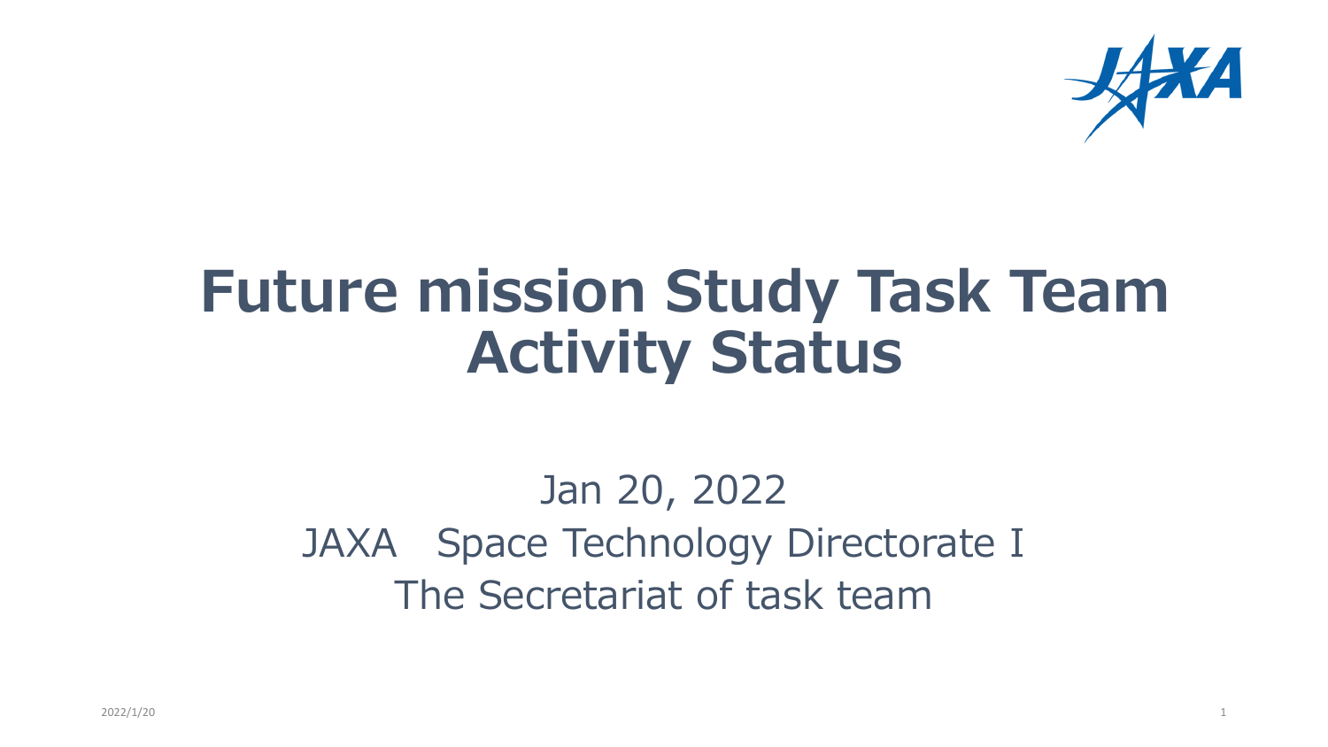# Future mission Study Task Team Activity Status

Jan 20, 2022

JAXA　Space Technology Directorate I

The Secretariat of task team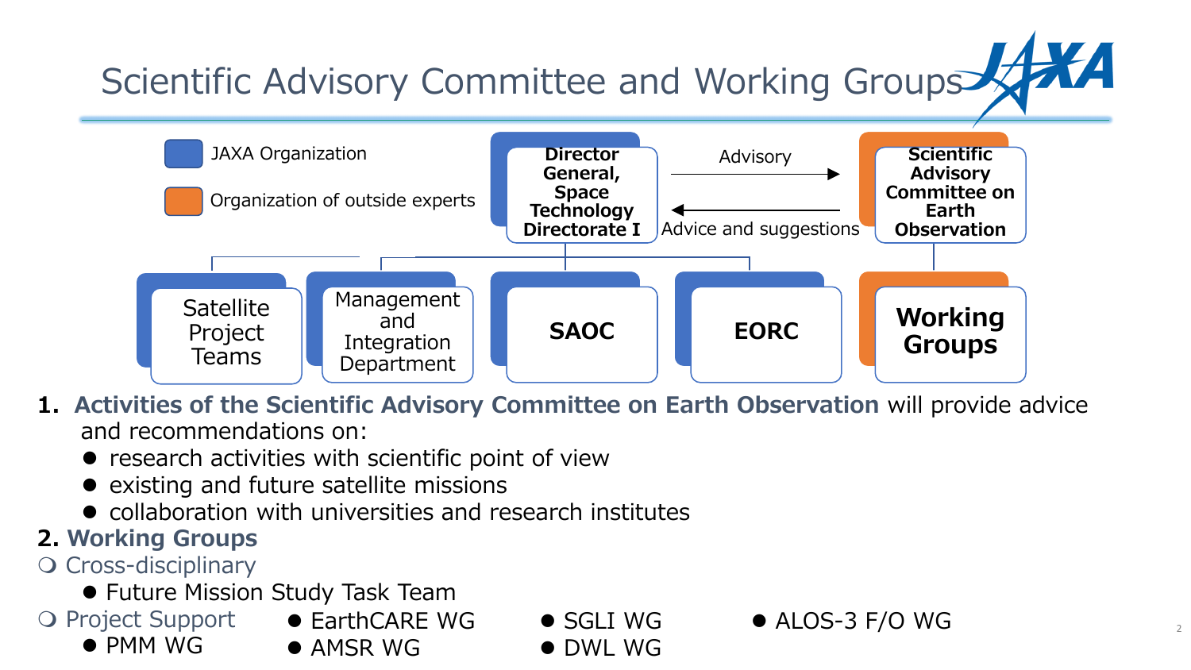# Scientific Advisory Committee and Working Groups

JAXA Organization

Organization of outside experts

Director General, Space Technology Directorate I

Advisory

Advice and suggestions

Scientific Advisory Committee on Earth Observation

Satellite Project Teams

Management and Integration Department

SAOC

EORC

Working Groups

1. **Activities of the Scientific Advisory Committee on Earth Observation** will provide advice and recommendations on:
   - research activities with scientific point of view
   - existing and future satellite missions
   - collaboration with universities and research institutes
2. **Working Groups**
   - Cross-disciplinary
     - Future Mission Study Task Team
   - Project Support
     - PMM WG
     - EarthCARE WG
     - AMSR WG
     - SGLI WG
     - DWL WG
     - ALOS-3 F/O WG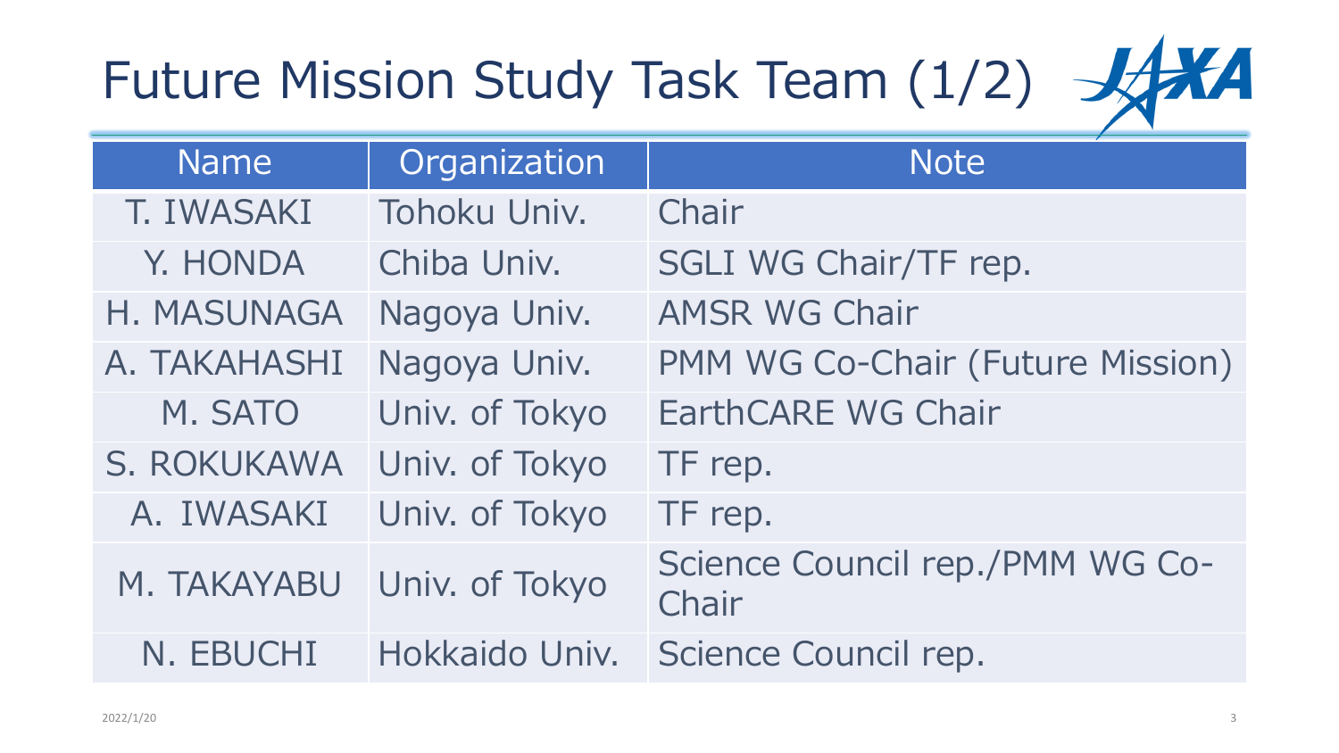# Future Mission Study Task Team (1/2)

| Name | Organization | Note |
| --- | --- | --- |
| T. IWASAKI | Tohoku Univ. | Chair |
| Y. HONDA | Chiba Univ. | SGLI WG Chair/TF rep. |
| H. MASUNAGA | Nagoya Univ. | AMSR WG Chair |
| A. TAKAHASHI | Nagoya Univ. | PMM WG Co-Chair (Future Mission) |
| M. SATO | Univ. of Tokyo | EarthCARE WG Chair |
| S. ROKUKAWA | Univ. of Tokyo | TF rep. |
| A. IWASAKI | Univ. of Tokyo | TF rep. |
| M. TAKAYABU | Univ. of Tokyo | Science Council rep./PMM WG Co-Chair |
| N. EBUCHI | Hokkaido Univ. | Science Council rep. |

2022/1/20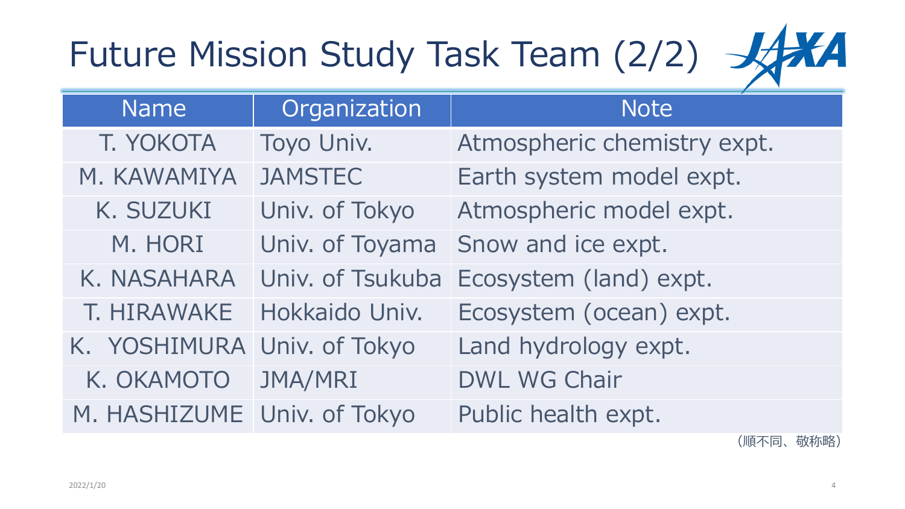# Future Mission Study Task Team (2/2)

| Name | Organization | Note |
| --- | --- | --- |
| T. YOKOTA | Toyo Univ. | Atmospheric chemistry expt. |
| M. KAWAMIYA | JAMSTEC | Earth system model expt. |
| K. SUZUKI | Univ. of Tokyo | Atmospheric model expt. |
| M. HORI | Univ. of Toyama | Snow and ice expt. |
| K. NASAHARA | Univ. of Tsukuba | Ecosystem (land) expt. |
| T. HIRAWAKE | Hokkaido Univ. | Ecosystem (ocean) expt. |
| K. YOSHIMURA | Univ. of Tokyo | Land hydrology expt. |
| K. OKAMOTO | JMA/MRI | DWL WG Chair |
| M. HASHIZUME | Univ. of Tokyo | Public health expt. |

（順不同、敬称略）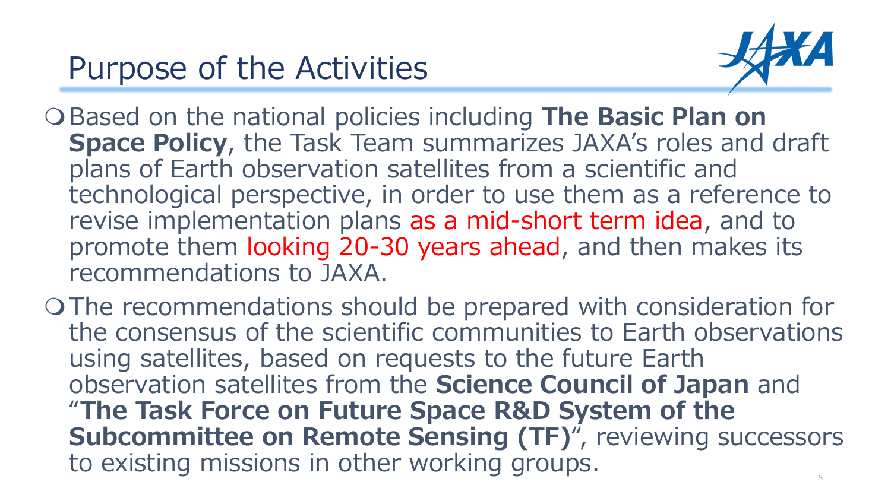# Purpose of the Activities

- Based on the national policies including **The Basic Plan on Space Policy**, the Task Team summarizes JAXA's roles and draft plans of Earth observation satellites from a scientific and technological perspective, in order to use them as a reference to revise implementation plans as a mid-short term idea, and to promote them looking 20-30 years ahead, and then makes its recommendations to JAXA.
- The recommendations should be prepared with consideration for the consensus of the scientific communities to Earth observations using satellites, based on requests to the future Earth observation satellites from the **Science Council of Japan** and "**The Task Force on Future Space R&D System of the Subcommittee on Remote Sensing (TF)**", reviewing successors to existing missions in other working groups.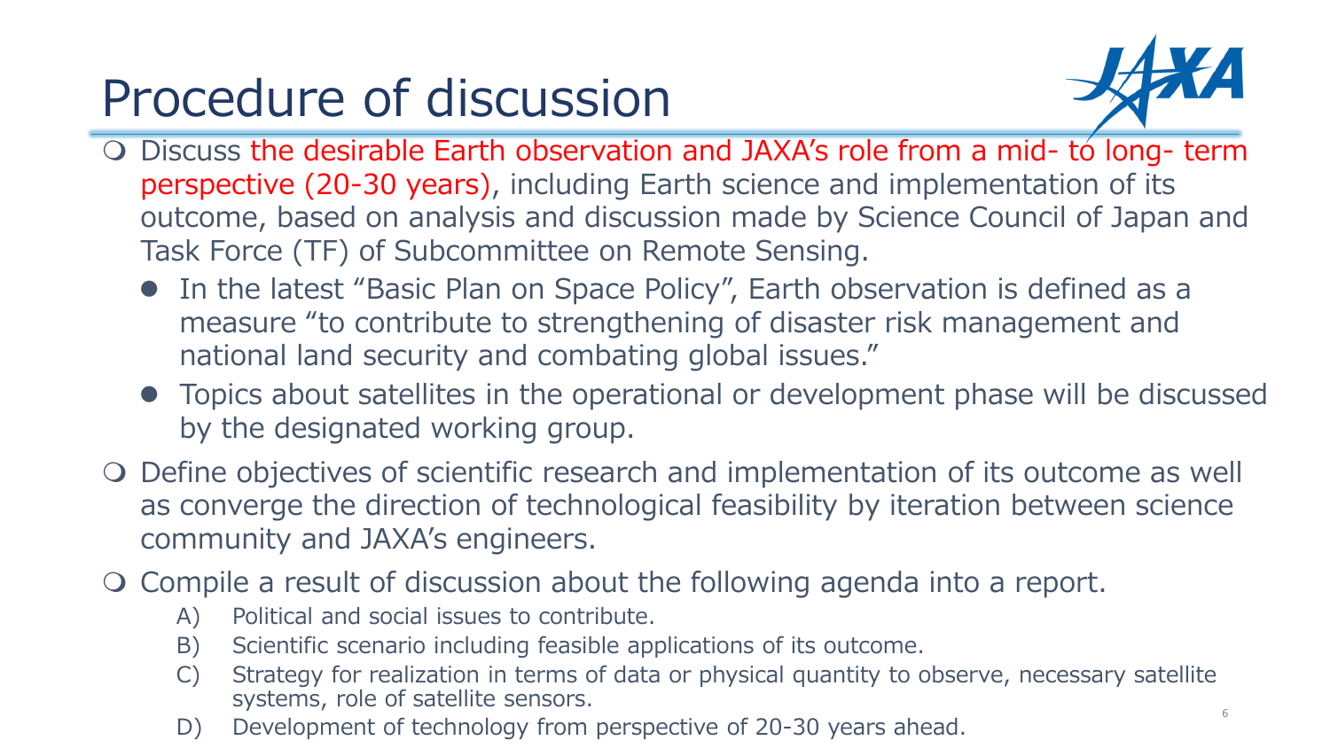# Procedure of discussion

- Discuss the desirable Earth observation and JAXA's role from a mid- to long- term perspective (20-30 years), including Earth science and implementation of its outcome, based on analysis and discussion made by Science Council of Japan and Task Force (TF) of Subcommittee on Remote Sensing.
  - In the latest "Basic Plan on Space Policy", Earth observation is defined as a measure "to contribute to strengthening of disaster risk management and national land security and combating global issues."
  - Topics about satellites in the operational or development phase will be discussed by the designated working group.
- Define objectives of scientific research and implementation of its outcome as well as converge the direction of technological feasibility by iteration between science community and JAXA's engineers.
- Compile a result of discussion about the following agenda into a report.
  - A) Political and social issues to contribute.
  - B) Scientific scenario including feasible applications of its outcome.
  - C) Strategy for realization in terms of data or physical quantity to observe, necessary satellite systems, role of satellite sensors.
  - D) Development of technology from perspective of 20-30 years ahead.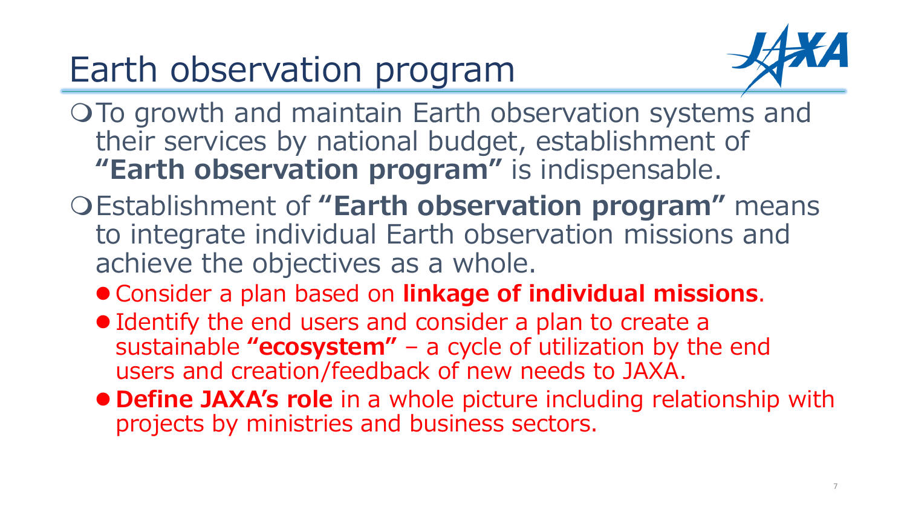# Earth observation program

- To growth and maintain Earth observation systems and their services by national budget, establishment of **"Earth observation program"** is indispensable.
- Establishment of **"Earth observation program"** means to integrate individual Earth observation missions and achieve the objectives as a whole.
  - Consider a plan based on **linkage of individual missions**.
  - Identify the end users and consider a plan to create a sustainable **"ecosystem"** – a cycle of utilization by the end users and creation/feedback of new needs to JAXA.
  - **Define JAXA's role** in a whole picture including relationship with projects by ministries and business sectors.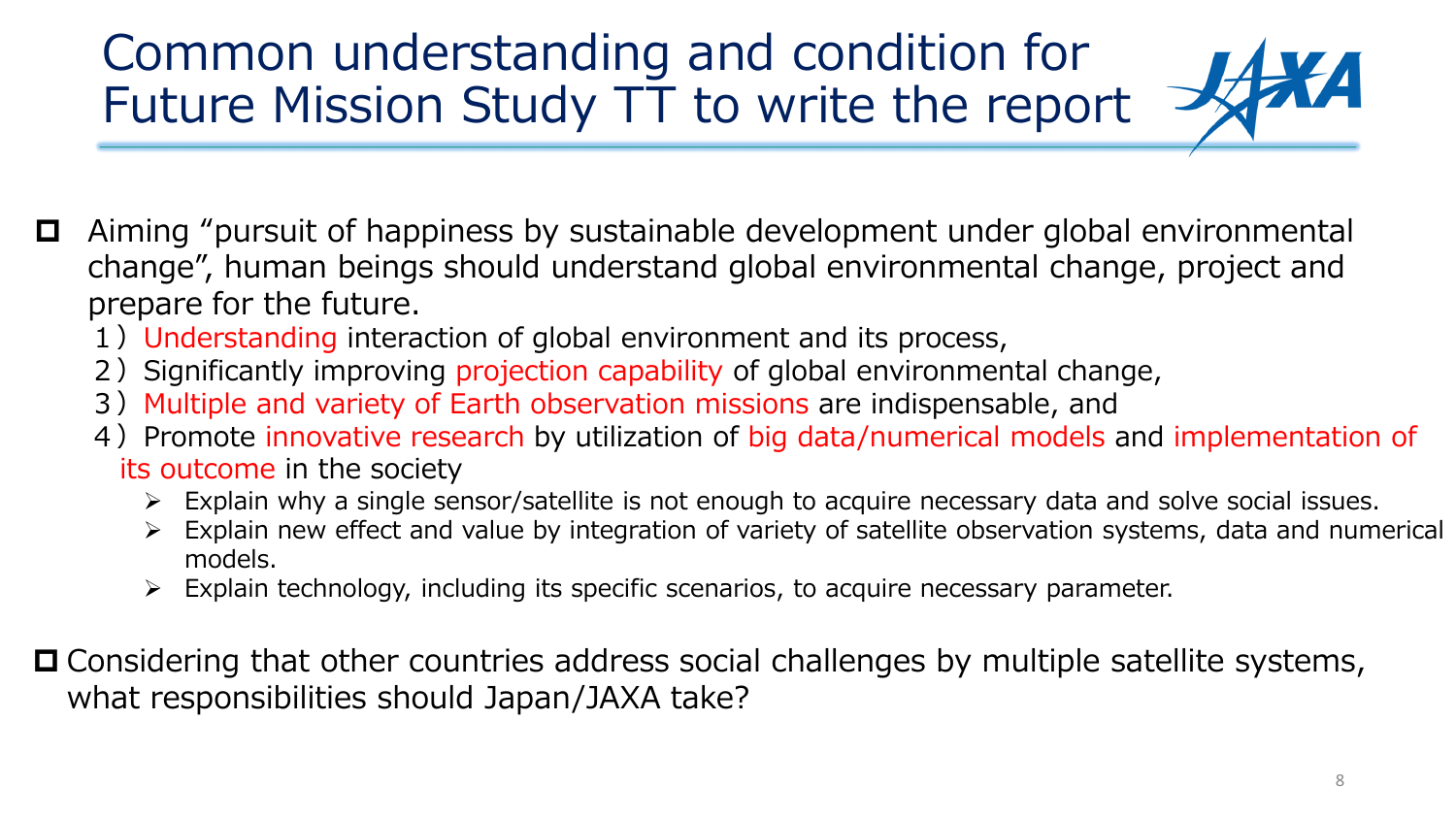# Common understanding and condition for Future Mission Study TT to write the report

- Aiming "pursuit of happiness by sustainable development under global environmental change", human beings should understand global environmental change, project and prepare for the future.
  1）Understanding interaction of global environment and its process,
  2）Significantly improving projection capability of global environmental change,
  3）Multiple and variety of Earth observation missions are indispensable, and
  4）Promote innovative research by utilization of big data/numerical models and implementation of its outcome in the society
    - Explain why a single sensor/satellite is not enough to acquire necessary data and solve social issues.
    - Explain new effect and value by integration of variety of satellite observation systems, data and numerical models.
    - Explain technology, including its specific scenarios, to acquire necessary parameter.

- Considering that other countries address social challenges by multiple satellite systems, what responsibilities should Japan/JAXA take?